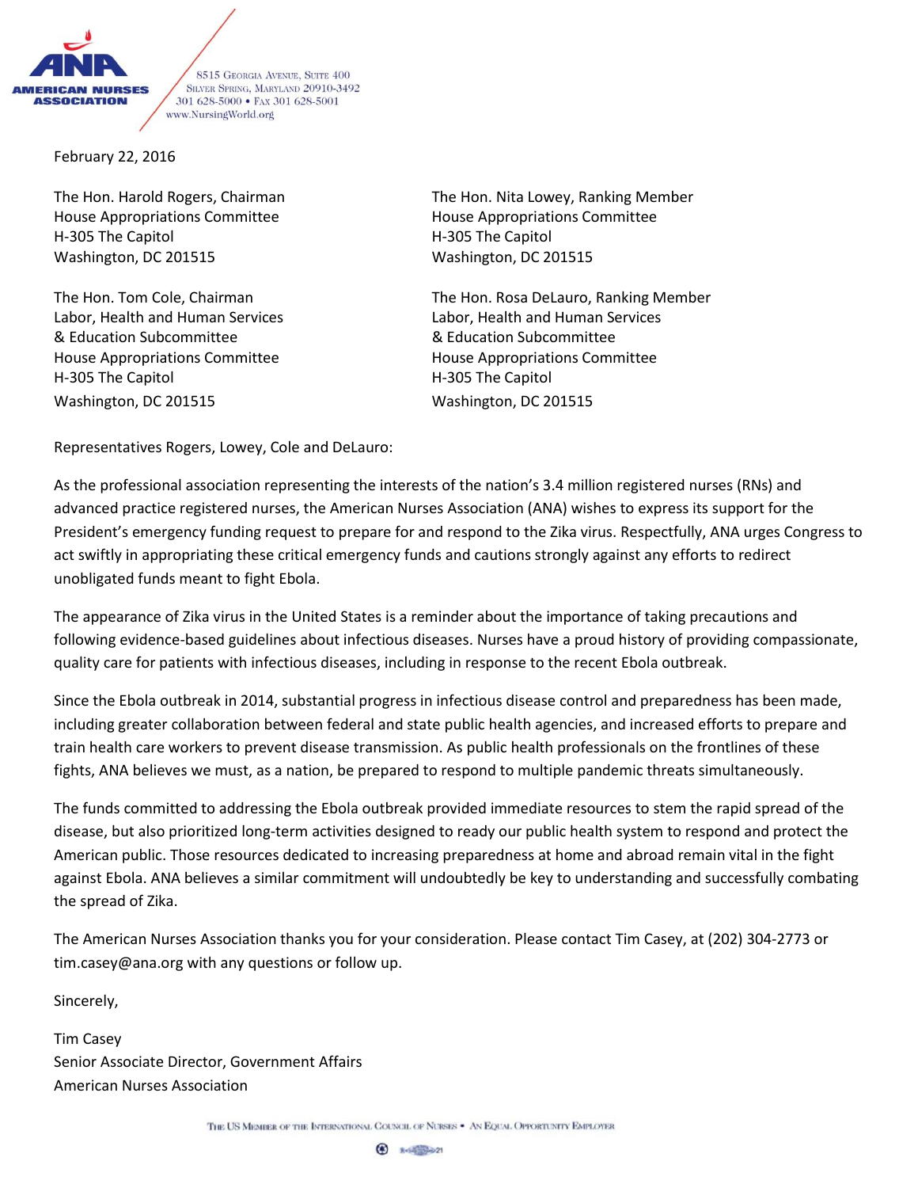**AMERICAN NURSES ASSOCIATION**

8515 Georgia Avenue, Suite 400
Silver Spring, Maryland 20910-3492
301 628-5000 • Fax 301 628-5001
www.NursingWorld.org

February 22, 2016

The Hon. Harold Rogers, Chairman
House Appropriations Committee
H-305 The Capitol
Washington, DC 201515

The Hon. Nita Lowey, Ranking Member
House Appropriations Committee
H-305 The Capitol
Washington, DC 201515

The Hon. Tom Cole, Chairman
Labor, Health and Human Services
& Education Subcommittee
House Appropriations Committee
H-305 The Capitol
Washington, DC 201515

The Hon. Rosa DeLauro, Ranking Member
Labor, Health and Human Services
& Education Subcommittee
House Appropriations Committee
H-305 The Capitol
Washington, DC 201515

Representatives Rogers, Lowey, Cole and DeLauro:

As the professional association representing the interests of the nation's 3.4 million registered nurses (RNs) and advanced practice registered nurses, the American Nurses Association (ANA) wishes to express its support for the President's emergency funding request to prepare for and respond to the Zika virus. Respectfully, ANA urges Congress to act swiftly in appropriating these critical emergency funds and cautions strongly against any efforts to redirect unobligated funds meant to fight Ebola.

The appearance of Zika virus in the United States is a reminder about the importance of taking precautions and following evidence-based guidelines about infectious diseases. Nurses have a proud history of providing compassionate, quality care for patients with infectious diseases, including in response to the recent Ebola outbreak.

Since the Ebola outbreak in 2014, substantial progress in infectious disease control and preparedness has been made, including greater collaboration between federal and state public health agencies, and increased efforts to prepare and train health care workers to prevent disease transmission. As public health professionals on the frontlines of these fights, ANA believes we must, as a nation, be prepared to respond to multiple pandemic threats simultaneously.

The funds committed to addressing the Ebola outbreak provided immediate resources to stem the rapid spread of the disease, but also prioritized long-term activities designed to ready our public health system to respond and protect the American public. Those resources dedicated to increasing preparedness at home and abroad remain vital in the fight against Ebola. ANA believes a similar commitment will undoubtedly be key to understanding and successfully combating the spread of Zika.

The American Nurses Association thanks you for your consideration. Please contact Tim Casey, at (202) 304-2773 or tim.casey@ana.org with any questions or follow up.

Sincerely,

Tim Casey
Senior Associate Director, Government Affairs
American Nurses Association

The US Member of the International Council of Nurses • An Equal Opportunity Employer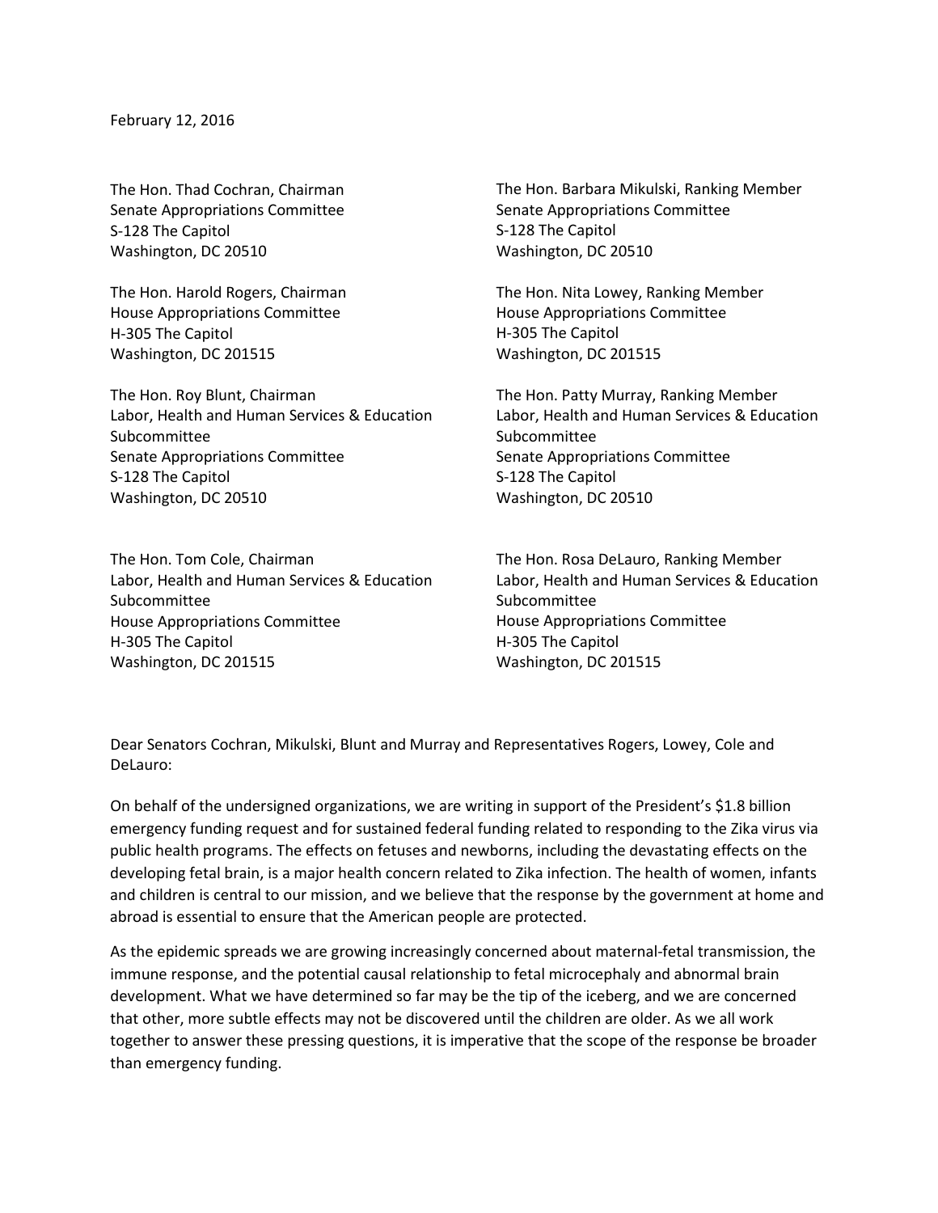February 12, 2016

The Hon. Thad Cochran, Chairman
Senate Appropriations Committee
S-128 The Capitol
Washington, DC 20510

The Hon. Barbara Mikulski, Ranking Member
Senate Appropriations Committee
S-128 The Capitol
Washington, DC 20510

The Hon. Harold Rogers, Chairman
House Appropriations Committee
H-305 The Capitol
Washington, DC 201515

The Hon. Nita Lowey, Ranking Member
House Appropriations Committee
H-305 The Capitol
Washington, DC 201515

The Hon. Roy Blunt, Chairman
Labor, Health and Human Services & Education Subcommittee
Senate Appropriations Committee
S-128 The Capitol
Washington, DC 20510

The Hon. Patty Murray, Ranking Member
Labor, Health and Human Services & Education Subcommittee
Senate Appropriations Committee
S-128 The Capitol
Washington, DC 20510

The Hon. Tom Cole, Chairman
Labor, Health and Human Services & Education Subcommittee
House Appropriations Committee
H-305 The Capitol
Washington, DC 201515

The Hon. Rosa DeLauro, Ranking Member
Labor, Health and Human Services & Education Subcommittee
House Appropriations Committee
H-305 The Capitol
Washington, DC 201515

Dear Senators Cochran, Mikulski, Blunt and Murray and Representatives Rogers, Lowey, Cole and DeLauro:

On behalf of the undersigned organizations, we are writing in support of the President's $1.8 billion emergency funding request and for sustained federal funding related to responding to the Zika virus via public health programs. The effects on fetuses and newborns, including the devastating effects on the developing fetal brain, is a major health concern related to Zika infection. The health of women, infants and children is central to our mission, and we believe that the response by the government at home and abroad is essential to ensure that the American people are protected.

As the epidemic spreads we are growing increasingly concerned about maternal-fetal transmission, the immune response, and the potential causal relationship to fetal microcephaly and abnormal brain development. What we have determined so far may be the tip of the iceberg, and we are concerned that other, more subtle effects may not be discovered until the children are older. As we all work together to answer these pressing questions, it is imperative that the scope of the response be broader than emergency funding.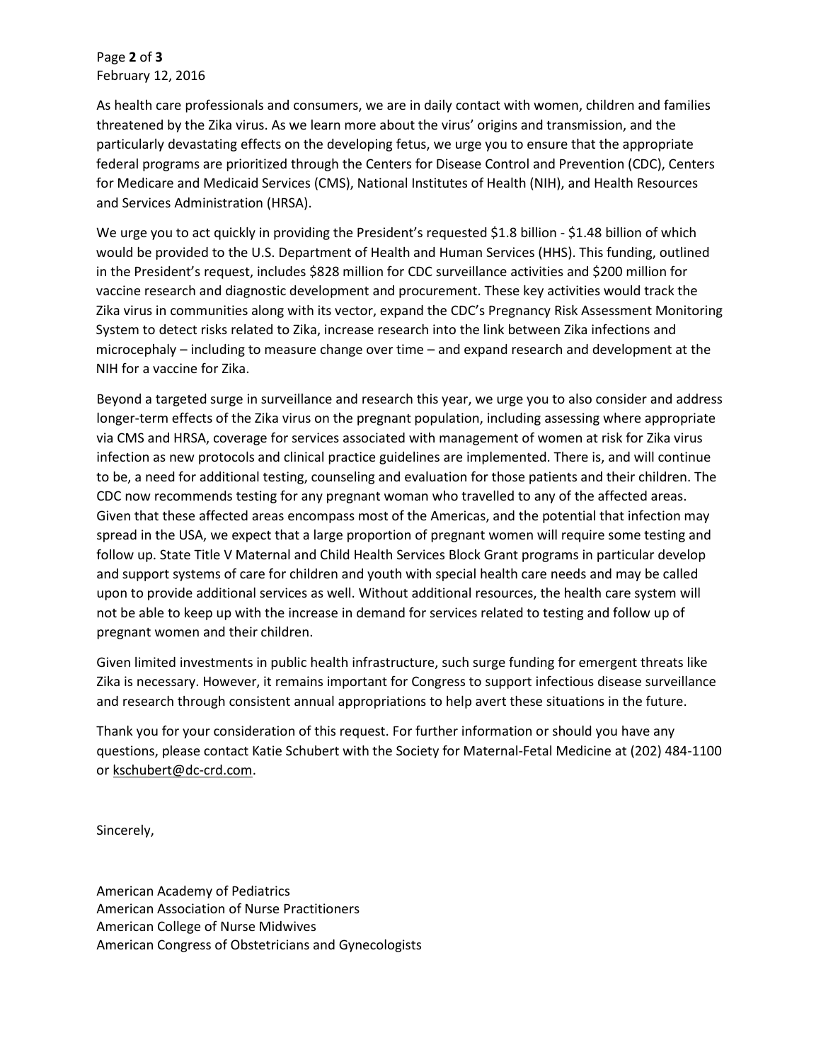As health care professionals and consumers, we are in daily contact with women, children and families threatened by the Zika virus. As we learn more about the virus' origins and transmission, and the particularly devastating effects on the developing fetus, we urge you to ensure that the appropriate federal programs are prioritized through the Centers for Disease Control and Prevention (CDC), Centers for Medicare and Medicaid Services (CMS), National Institutes of Health (NIH), and Health Resources and Services Administration (HRSA).

We urge you to act quickly in providing the President's requested $1.8 billion - $1.48 billion of which would be provided to the U.S. Department of Health and Human Services (HHS). This funding, outlined in the President's request, includes $828 million for CDC surveillance activities and $200 million for vaccine research and diagnostic development and procurement. These key activities would track the Zika virus in communities along with its vector, expand the CDC's Pregnancy Risk Assessment Monitoring System to detect risks related to Zika, increase research into the link between Zika infections and microcephaly – including to measure change over time – and expand research and development at the NIH for a vaccine for Zika.

Beyond a targeted surge in surveillance and research this year, we urge you to also consider and address longer-term effects of the Zika virus on the pregnant population, including assessing where appropriate via CMS and HRSA, coverage for services associated with management of women at risk for Zika virus infection as new protocols and clinical practice guidelines are implemented. There is, and will continue to be, a need for additional testing, counseling and evaluation for those patients and their children. The CDC now recommends testing for any pregnant woman who travelled to any of the affected areas. Given that these affected areas encompass most of the Americas, and the potential that infection may spread in the USA, we expect that a large proportion of pregnant women will require some testing and follow up. State Title V Maternal and Child Health Services Block Grant programs in particular develop and support systems of care for children and youth with special health care needs and may be called upon to provide additional services as well. Without additional resources, the health care system will not be able to keep up with the increase in demand for services related to testing and follow up of pregnant women and their children.

Given limited investments in public health infrastructure, such surge funding for emergent threats like Zika is necessary. However, it remains important for Congress to support infectious disease surveillance and research through consistent annual appropriations to help avert these situations in the future.

Thank you for your consideration of this request. For further information or should you have any questions, please contact Katie Schubert with the Society for Maternal-Fetal Medicine at (202) 484-1100 or kschubert@dc-crd.com.

Sincerely,

American Academy of Pediatrics  
American Association of Nurse Practitioners  
American College of Nurse Midwives  
American Congress of Obstetricians and Gynecologists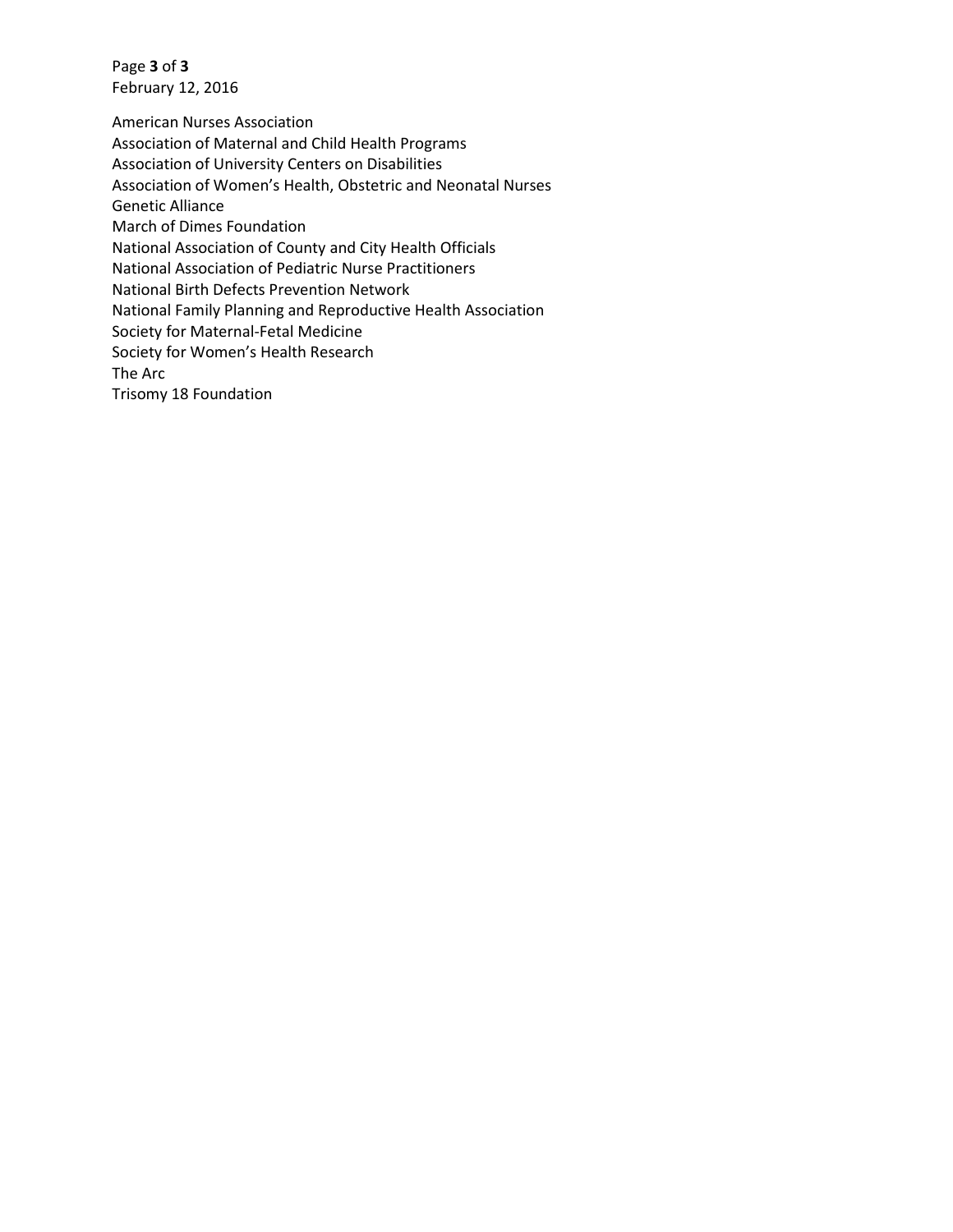American Nurses Association
Association of Maternal and Child Health Programs
Association of University Centers on Disabilities
Association of Women's Health, Obstetric and Neonatal Nurses
Genetic Alliance
March of Dimes Foundation
National Association of County and City Health Officials
National Association of Pediatric Nurse Practitioners
National Birth Defects Prevention Network
National Family Planning and Reproductive Health Association
Society for Maternal-Fetal Medicine
Society for Women's Health Research
The Arc
Trisomy 18 Foundation